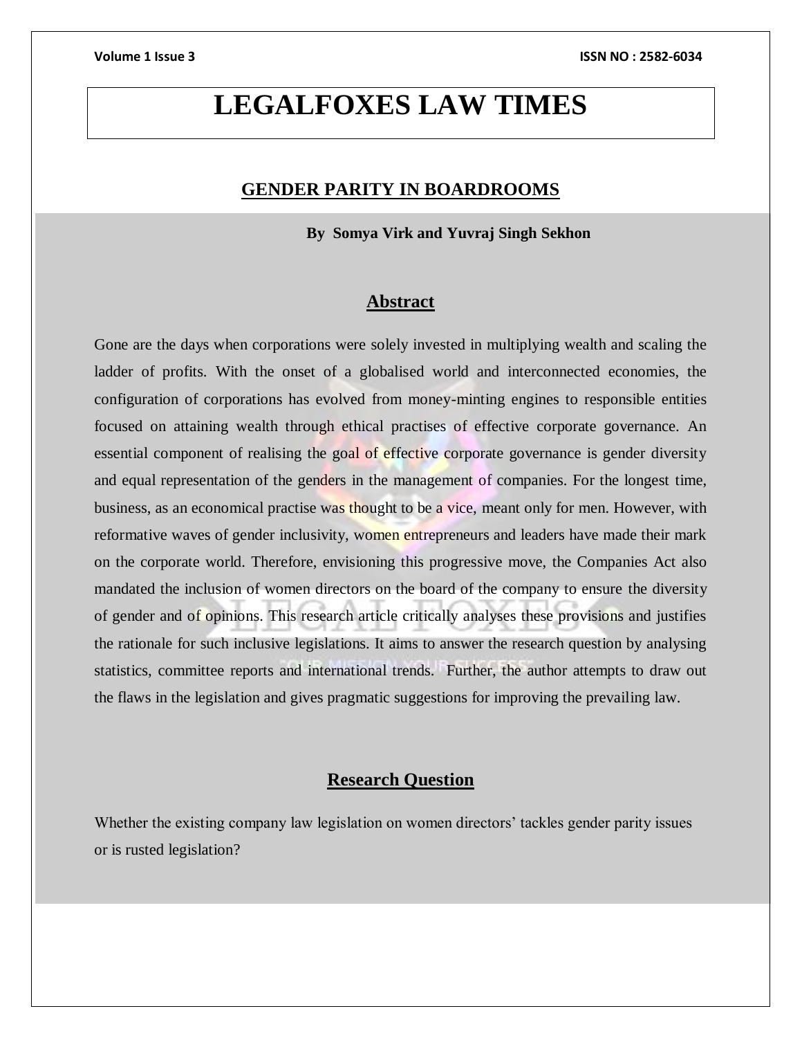# LEGALFOXES LAW TIMES

## GENDER PARITY IN BOARDROOMS

**By Somya Virk and Yuvraj Singh Sekhon**

## Abstract

Gone are the days when corporations were solely invested in multiplying wealth and scaling the ladder of profits. With the onset of a globalised world and interconnected economies, the configuration of corporations has evolved from money-minting engines to responsible entities focused on attaining wealth through ethical practises of effective corporate governance. An essential component of realising the goal of effective corporate governance is gender diversity and equal representation of the genders in the management of companies. For the longest time, business, as an economical practise was thought to be a vice, meant only for men. However, with reformative waves of gender inclusivity, women entrepreneurs and leaders have made their mark on the corporate world. Therefore, envisioning this progressive move, the Companies Act also mandated the inclusion of women directors on the board of the company to ensure the diversity of gender and of opinions. This research article critically analyses these provisions and justifies the rationale for such inclusive legislations. It aims to answer the research question by analysing statistics, committee reports and international trends. Further, the author attempts to draw out the flaws in the legislation and gives pragmatic suggestions for improving the prevailing law.

## Research Question

Whether the existing company law legislation on women directors' tackles gender parity issues or is rusted legislation?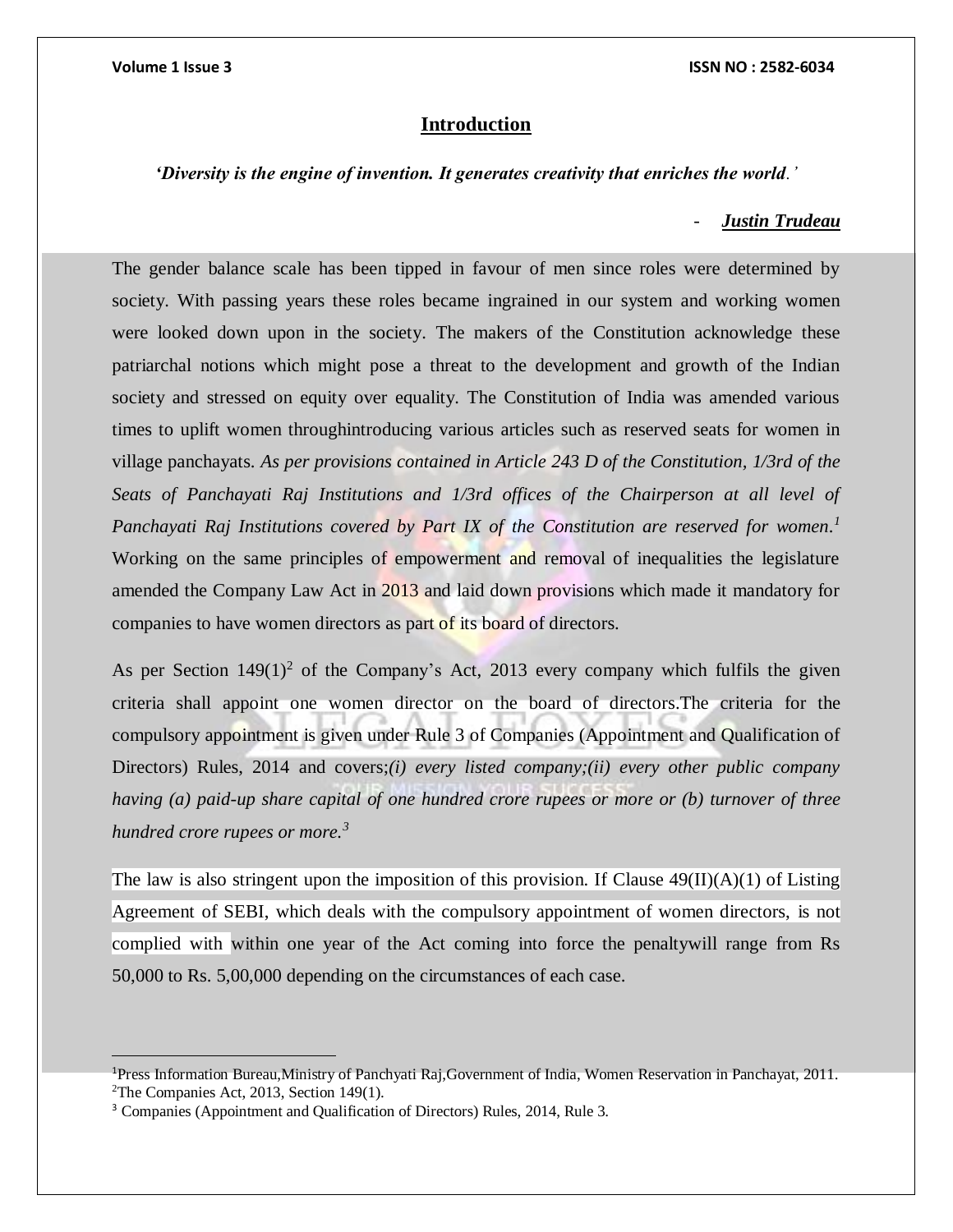## Introduction

***'Diversity is the engine of invention. It generates creativity that enriches the world.'***

- ***Justin Trudeau***

The gender balance scale has been tipped in favour of men since roles were determined by society. With passing years these roles became ingrained in our system and working women were looked down upon in the society. The makers of the Constitution acknowledge these patriarchal notions which might pose a threat to the development and growth of the Indian society and stressed on equity over equality. The Constitution of India was amended various times to uplift women throughintroducing various articles such as reserved seats for women in village panchayats. *As per provisions contained in Article 243 D of the Constitution, 1/3rd of the Seats of Panchayati Raj Institutions and 1/3rd offices of the Chairperson at all level of Panchayati Raj Institutions covered by Part IX of the Constitution are reserved for women.*[1] Working on the same principles of empowerment and removal of inequalities the legislature amended the Company Law Act in 2013 and laid down provisions which made it mandatory for companies to have women directors as part of its board of directors.

As per Section 149(1)[2] of the Company's Act, 2013 every company which fulfils the given criteria shall appoint one women director on the board of directors.The criteria for the compulsory appointment is given under Rule 3 of Companies (Appointment and Qualification of Directors) Rules, 2014 and covers;*(i) every listed company;(ii) every other public company having (a) paid-up share capital of one hundred crore rupees or more or (b) turnover of three hundred crore rupees or more.*[3]

The law is also stringent upon the imposition of this provision. If Clause 49(II)(A)(1) of Listing Agreement of SEBI, which deals with the compulsory appointment of women directors, is not complied with within one year of the Act coming into force the penaltywill range from Rs 50,000 to Rs. 5,00,000 depending on the circumstances of each case.

---

[1]Press Information Bureau,Ministry of Panchyati Raj,Government of India, Women Reservation in Panchayat, 2011.
[2]The Companies Act, 2013, Section 149(1).
[3] Companies (Appointment and Qualification of Directors) Rules, 2014, Rule 3.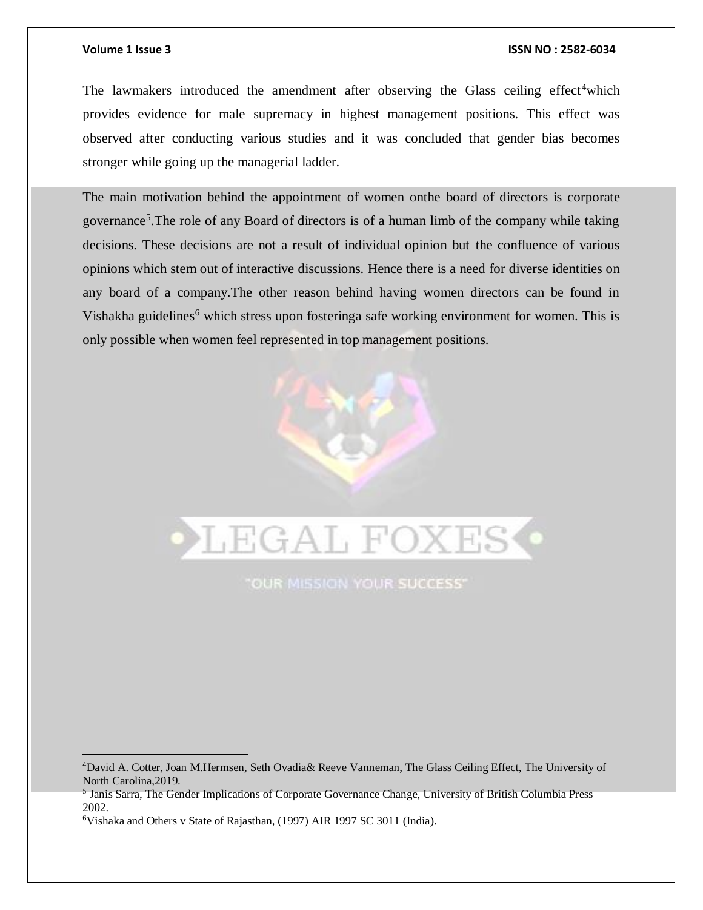The lawmakers introduced the amendment after observing the Glass ceiling effect[4]which provides evidence for male supremacy in highest management positions. This effect was observed after conducting various studies and it was concluded that gender bias becomes stronger while going up the managerial ladder.

The main motivation behind the appointment of women onthe board of directors is corporate governance[5].The role of any Board of directors is of a human limb of the company while taking decisions. These decisions are not a result of individual opinion but the confluence of various opinions which stem out of interactive discussions. Hence there is a need for diverse identities on any board of a company.The other reason behind having women directors can be found in Vishakha guidelines[6] which stress upon fosteringa safe working environment for women. This is only possible when women feel represented in top management positions.

---

[4]David A. Cotter, Joan M.Hermsen, Seth Ovadia& Reeve Vanneman, The Glass Ceiling Effect, The University of North Carolina,2019.

[5] Janis Sarra, The Gender Implications of Corporate Governance Change, University of British Columbia Press 2002.

[6]Vishaka and Others v State of Rajasthan, (1997) AIR 1997 SC 3011 (India).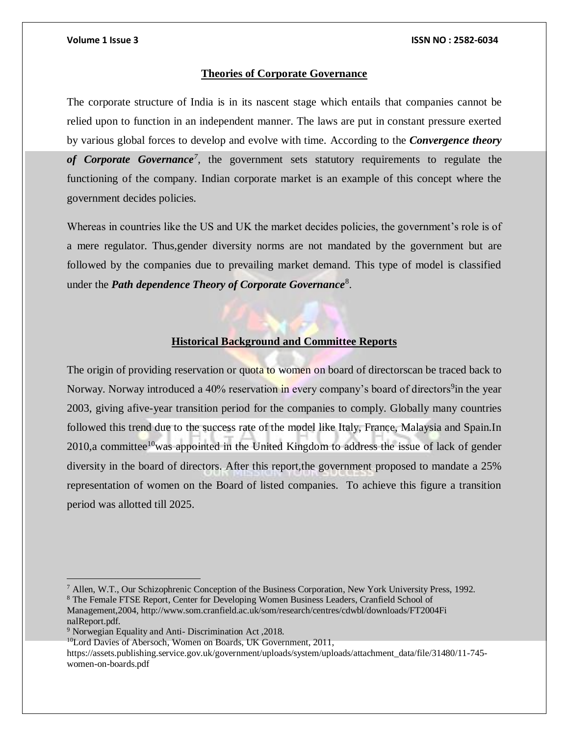## Theories of Corporate Governance

The corporate structure of India is in its nascent stage which entails that companies cannot be relied upon to function in an independent manner. The laws are put in constant pressure exerted by various global forces to develop and evolve with time. According to the ***Convergence theory of Corporate Governance***[7], the government sets statutory requirements to regulate the functioning of the company. Indian corporate market is an example of this concept where the government decides policies.

Whereas in countries like the US and UK the market decides policies, the government's role is of a mere regulator. Thus,gender diversity norms are not mandated by the government but are followed by the companies due to prevailing market demand. This type of model is classified under the ***Path dependence Theory of Corporate Governance***[8].

## Historical Background and Committee Reports

The origin of providing reservation or quota to women on board of directorscan be traced back to Norway. Norway introduced a 40% reservation in every company's board of directors[9]in the year 2003, giving afive-year transition period for the companies to comply. Globally many countries followed this trend due to the success rate of the model like Italy, France, Malaysia and Spain.In 2010,a committee[10]was appointed in the United Kingdom to address the issue of lack of gender diversity in the board of directors. After this report,the government proposed to mandate a 25% representation of women on the Board of listed companies. To achieve this figure a transition period was allotted till 2025.

---

[7] Allen, W.T., Our Schizophrenic Conception of the Business Corporation, New York University Press, 1992.

[8] The Female FTSE Report, Center for Developing Women Business Leaders, Cranfield School of Management,2004, http://www.som.cranfield.ac.uk/som/research/centres/cdwbl/downloads/FT2004FinalReport.pdf.

[9] Norwegian Equality and Anti- Discrimination Act ,2018.

[10] Lord Davies of Abersoch, Women on Boards, UK Government, 2011, https://assets.publishing.service.gov.uk/government/uploads/system/uploads/attachment_data/file/31480/11-745-women-on-boards.pdf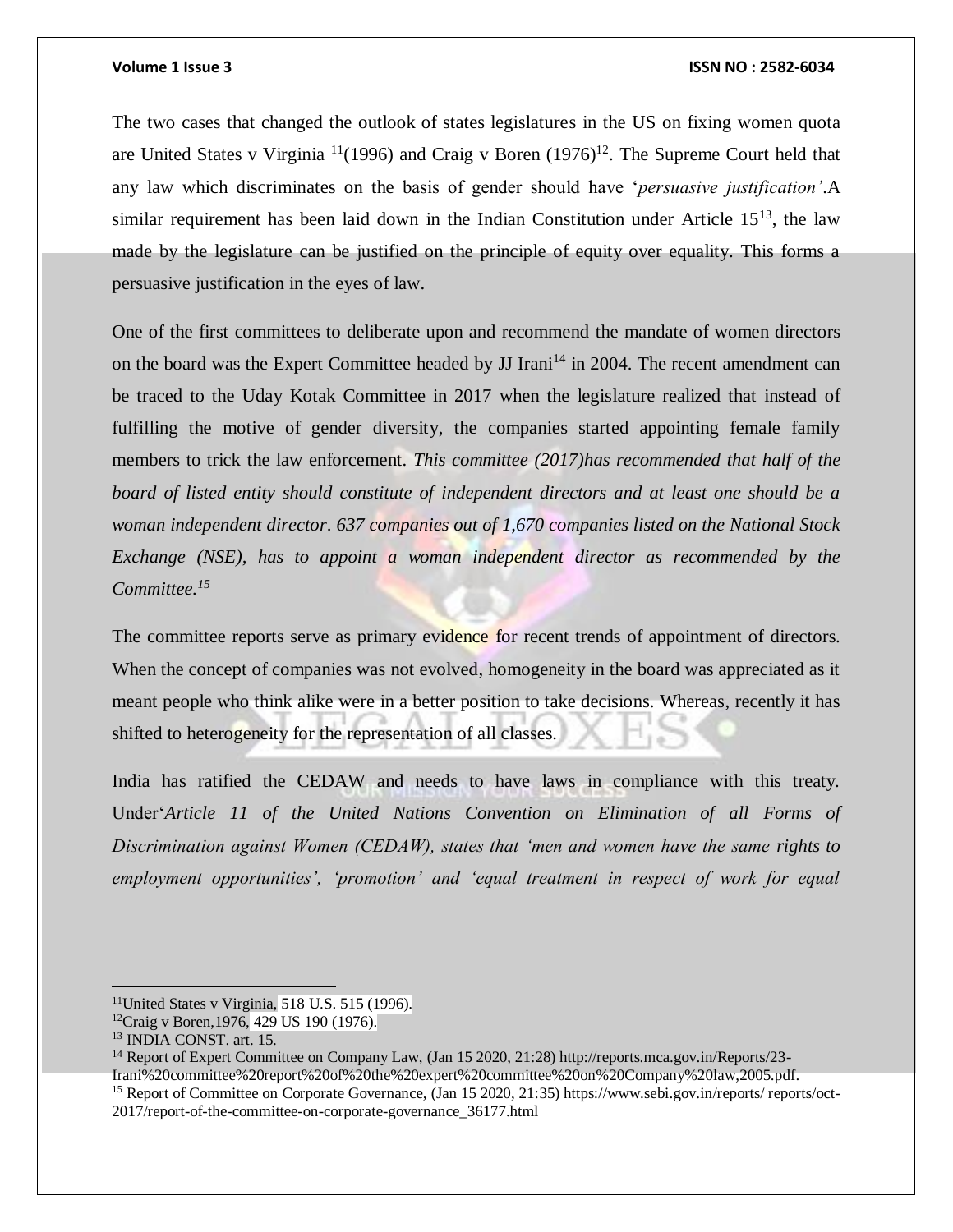The two cases that changed the outlook of states legislatures in the US on fixing women quota are United States v Virginia [11](1996) and Craig v Boren (1976)[12]. The Supreme Court held that any law which discriminates on the basis of gender should have '*persuasive justification'*.A similar requirement has been laid down in the Indian Constitution under Article 15[13], the law made by the legislature can be justified on the principle of equity over equality. This forms a persuasive justification in the eyes of law.

One of the first committees to deliberate upon and recommend the mandate of women directors on the board was the Expert Committee headed by JJ Irani[14] in 2004. The recent amendment can be traced to the Uday Kotak Committee in 2017 when the legislature realized that instead of fulfilling the motive of gender diversity, the companies started appointing female family members to trick the law enforcement. *This committee (2017)has recommended that half of the board of listed entity should constitute of independent directors and at least one should be a woman independent director. 637 companies out of 1,670 companies listed on the National Stock Exchange (NSE), has to appoint a woman independent director as recommended by the Committee.[15]*

The committee reports serve as primary evidence for recent trends of appointment of directors. When the concept of companies was not evolved, homogeneity in the board was appreciated as it meant people who think alike were in a better position to take decisions. Whereas, recently it has shifted to heterogeneity for the representation of all classes.

India has ratified the CEDAW and needs to have laws in compliance with this treaty. Under'*Article 11 of the United Nations Convention on Elimination of all Forms of Discrimination against Women (CEDAW), states that 'men and women have the same rights to employment opportunities', 'promotion' and 'equal treatment in respect of work for equal*

---

[11]United States v Virginia, 518 U.S. 515 (1996).

[12]Craig v Boren,1976, 429 US 190 (1976).

[13] INDIA CONST. art. 15.

[14] Report of Expert Committee on Company Law, (Jan 15 2020, 21:28) http://reports.mca.gov.in/Reports/23-Irani%20committee%20report%20of%20the%20expert%20committee%20on%20Company%20law,2005.pdf.

[15] Report of Committee on Corporate Governance, (Jan 15 2020, 21:35) https://www.sebi.gov.in/reports/ reports/oct-2017/report-of-the-committee-on-corporate-governance_36177.html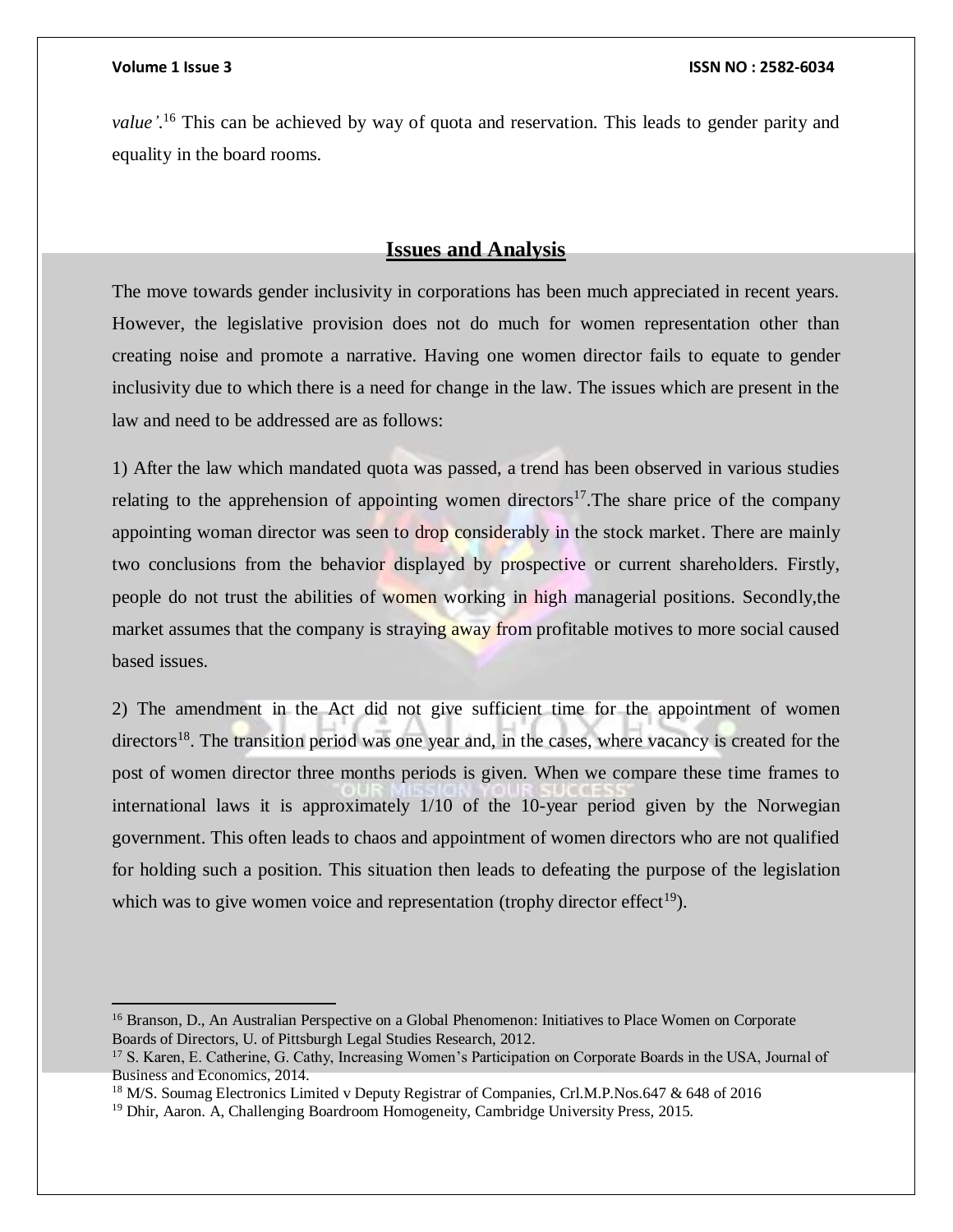*value'*.[16] This can be achieved by way of quota and reservation. This leads to gender parity and equality in the board rooms.

## Issues and Analysis

The move towards gender inclusivity in corporations has been much appreciated in recent years. However, the legislative provision does not do much for women representation other than creating noise and promote a narrative. Having one women director fails to equate to gender inclusivity due to which there is a need for change in the law. The issues which are present in the law and need to be addressed are as follows:

1) After the law which mandated quota was passed, a trend has been observed in various studies relating to the apprehension of appointing women directors[17].The share price of the company appointing woman director was seen to drop considerably in the stock market. There are mainly two conclusions from the behavior displayed by prospective or current shareholders. Firstly, people do not trust the abilities of women working in high managerial positions. Secondly,the market assumes that the company is straying away from profitable motives to more social caused based issues.

2) The amendment in the Act did not give sufficient time for the appointment of women directors[18]. The transition period was one year and, in the cases, where vacancy is created for the post of women director three months periods is given. When we compare these time frames to international laws it is approximately 1/10 of the 10-year period given by the Norwegian government. This often leads to chaos and appointment of women directors who are not qualified for holding such a position. This situation then leads to defeating the purpose of the legislation which was to give women voice and representation (trophy director effect[19]).

---

[16] Branson, D., An Australian Perspective on a Global Phenomenon: Initiatives to Place Women on Corporate Boards of Directors, U. of Pittsburgh Legal Studies Research, 2012.

[17] S. Karen, E. Catherine, G. Cathy, Increasing Women's Participation on Corporate Boards in the USA, Journal of Business and Economics, 2014.

[18] M/S. Soumag Electronics Limited v Deputy Registrar of Companies, Crl.M.P.Nos.647 & 648 of 2016

[19] Dhir, Aaron. A, Challenging Boardroom Homogeneity, Cambridge University Press, 2015.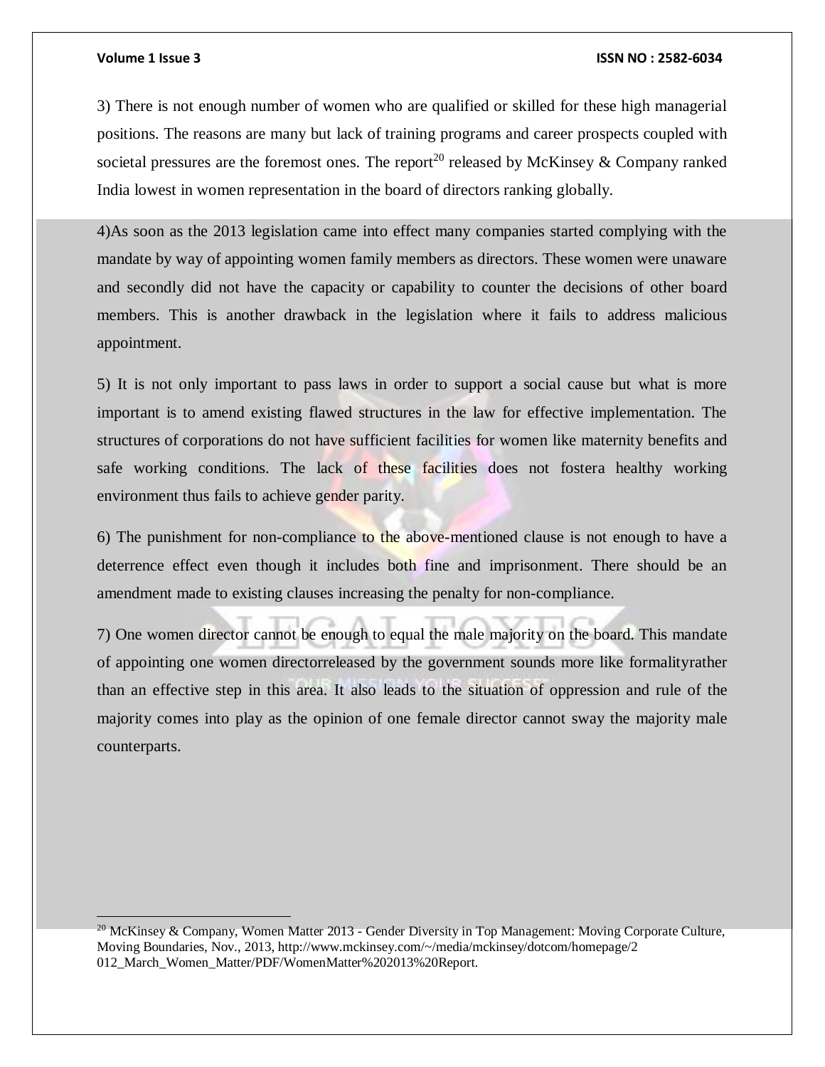3) There is not enough number of women who are qualified or skilled for these high managerial positions. The reasons are many but lack of training programs and career prospects coupled with societal pressures are the foremost ones. The report[20] released by McKinsey & Company ranked India lowest in women representation in the board of directors ranking globally.

4)As soon as the 2013 legislation came into effect many companies started complying with the mandate by way of appointing women family members as directors. These women were unaware and secondly did not have the capacity or capability to counter the decisions of other board members. This is another drawback in the legislation where it fails to address malicious appointment.

5) It is not only important to pass laws in order to support a social cause but what is more important is to amend existing flawed structures in the law for effective implementation. The structures of corporations do not have sufficient facilities for women like maternity benefits and safe working conditions. The lack of these facilities does not fostera healthy working environment thus fails to achieve gender parity.

6) The punishment for non-compliance to the above-mentioned clause is not enough to have a deterrence effect even though it includes both fine and imprisonment. There should be an amendment made to existing clauses increasing the penalty for non-compliance.

7) One women director cannot be enough to equal the male majority on the board. This mandate of appointing one women directorreleased by the government sounds more like formalityrather than an effective step in this area. It also leads to the situation of oppression and rule of the majority comes into play as the opinion of one female director cannot sway the majority male counterparts.

---

[20] McKinsey & Company, Women Matter 2013 - Gender Diversity in Top Management: Moving Corporate Culture, Moving Boundaries, Nov., 2013, http://www.mckinsey.com/~/media/mckinsey/dotcom/homepage/2012_March_Women_Matter/PDF/WomenMatter%202013%20Report.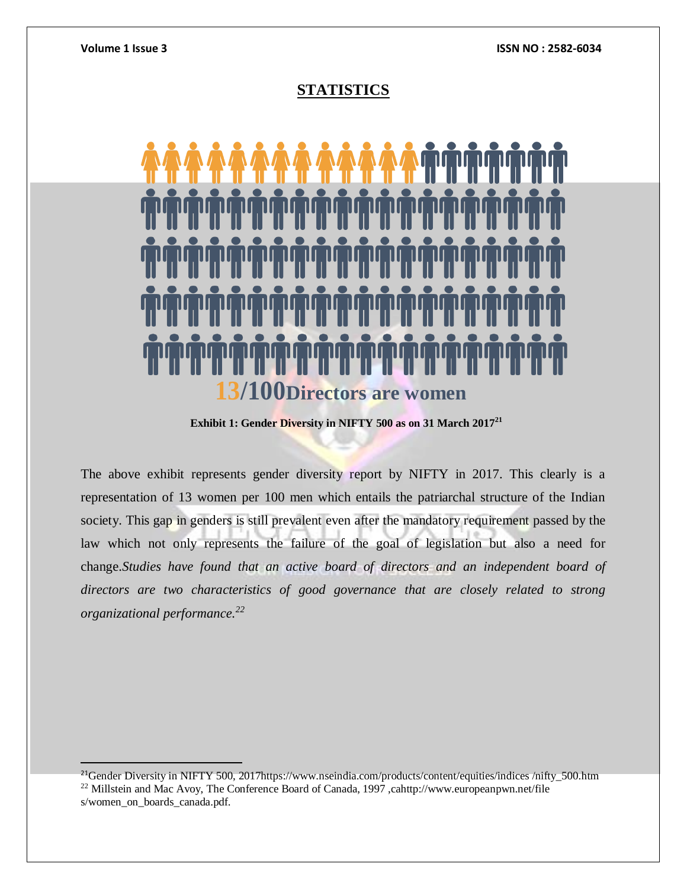# STATISTICS

13/100 Directors are women

**Exhibit 1: Gender Diversity in NIFTY 500 as on 31 March 2017**[21]

The above exhibit represents gender diversity report by NIFTY in 2017. This clearly is a representation of 13 women per 100 men which entails the patriarchal structure of the Indian society. This gap in genders is still prevalent even after the mandatory requirement passed by the law which not only represents the failure of the goal of legislation but also a need for change.*Studies have found that an active board of directors and an independent board of directors are two characteristics of good governance that are closely related to strong organizational performance.*[22]

---

[21]Gender Diversity in NIFTY 500, 2017https://www.nseindia.com/products/content/equities/indices /nifty_500.htm

[22] Millstein and Mac Avoy, The Conference Board of Canada, 1997 ,cahttp://www.europeanpwn.net/file s/women_on_boards_canada.pdf.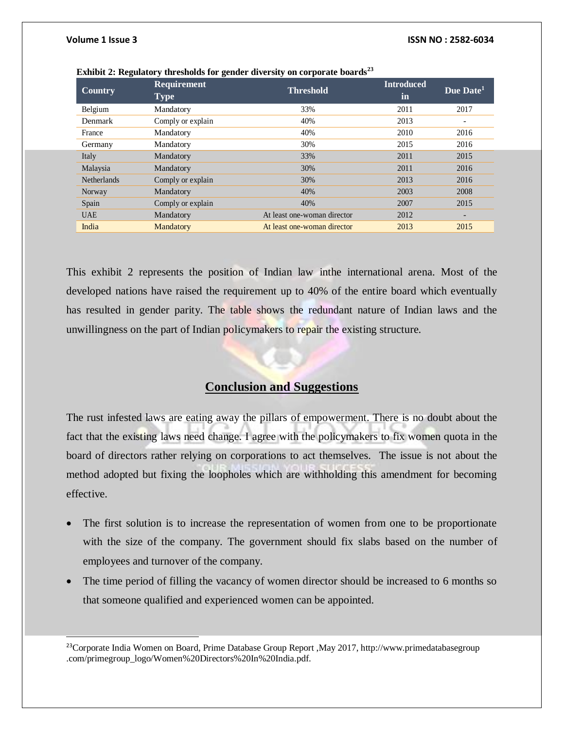**Exhibit 2: Regulatory thresholds for gender diversity on corporate boards[23]**

| Country | Requirement Type | Threshold | Introduced in | Due Date[1] |
|---|---|---|---|---|
| Belgium | Mandatory | 33% | 2011 | 2017 |
| Denmark | Comply or explain | 40% | 2013 | - |
| France | Mandatory | 40% | 2010 | 2016 |
| Germany | Mandatory | 30% | 2015 | 2016 |
| Italy | Mandatory | 33% | 2011 | 2015 |
| Malaysia | Mandatory | 30% | 2011 | 2016 |
| Netherlands | Comply or explain | 30% | 2013 | 2016 |
| Norway | Mandatory | 40% | 2003 | 2008 |
| Spain | Comply or explain | 40% | 2007 | 2015 |
| UAE | Mandatory | At least one-woman director | 2012 | - |
| India | Mandatory | At least one-woman director | 2013 | 2015 |

This exhibit 2 represents the position of Indian law inthe international arena. Most of the developed nations have raised the requirement up to 40% of the entire board which eventually has resulted in gender parity. The table shows the redundant nature of Indian laws and the unwillingness on the part of Indian policymakers to repair the existing structure.

## Conclusion and Suggestions

The rust infested laws are eating away the pillars of empowerment. There is no doubt about the fact that the existing laws need change. I agree with the policymakers to fix women quota in the board of directors rather relying on corporations to act themselves. The issue is not about the method adopted but fixing the loopholes which are withholding this amendment for becoming effective.

- The first solution is to increase the representation of women from one to be proportionate with the size of the company. The government should fix slabs based on the number of employees and turnover of the company.
- The time period of filling the vacancy of women director should be increased to 6 months so that someone qualified and experienced women can be appointed.

[23] Corporate India Women on Board, Prime Database Group Report ,May 2017, http://www.primedatabasegroup .com/primegroup_logo/Women%20Directors%20In%20India.pdf.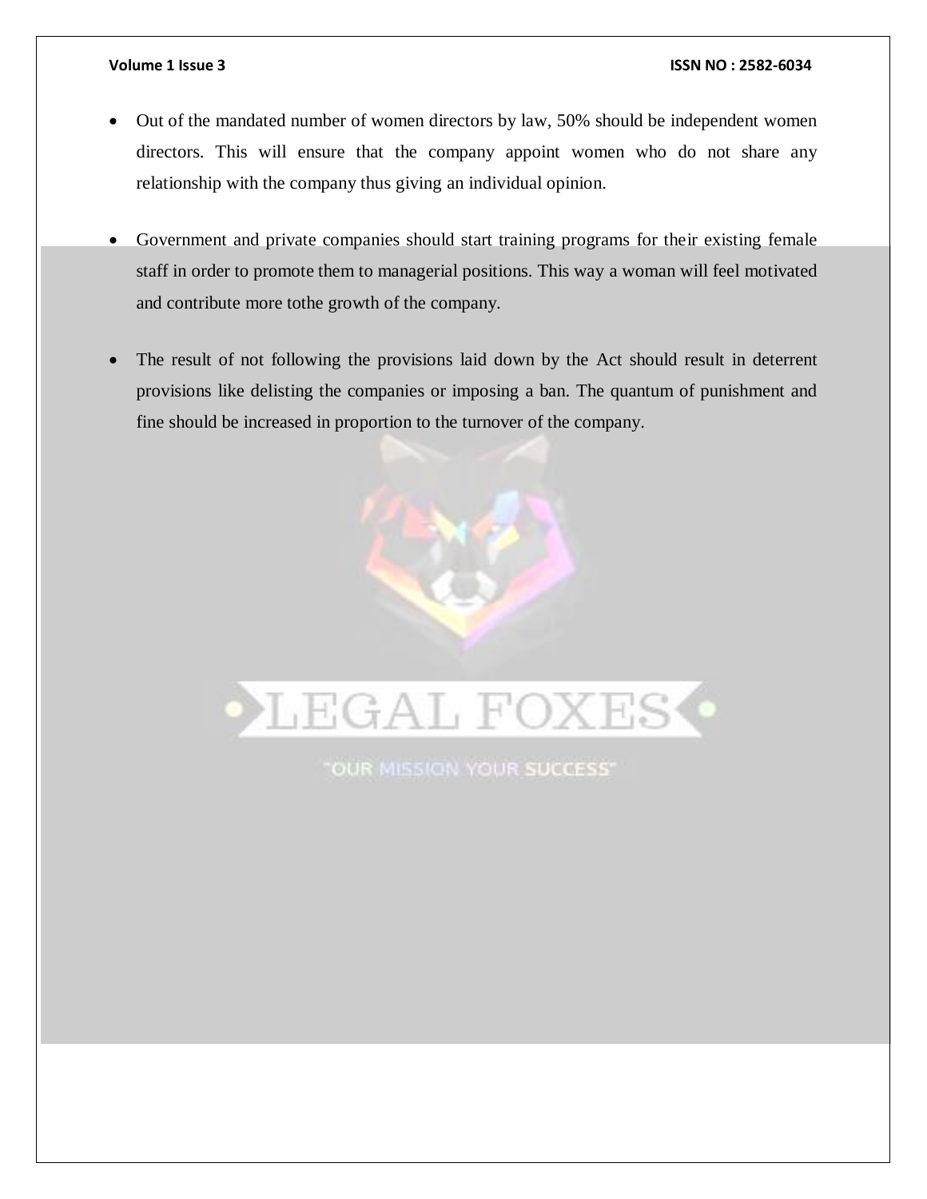- Out of the mandated number of women directors by law, 50% should be independent women directors. This will ensure that the company appoint women who do not share any relationship with the company thus giving an individual opinion.

- Government and private companies should start training programs for their existing female staff in order to promote them to managerial positions. This way a woman will feel motivated and contribute more tothe growth of the company.

- The result of not following the provisions laid down by the Act should result in deterrent provisions like delisting the companies or imposing a ban. The quantum of punishment and fine should be increased in proportion to the turnover of the company.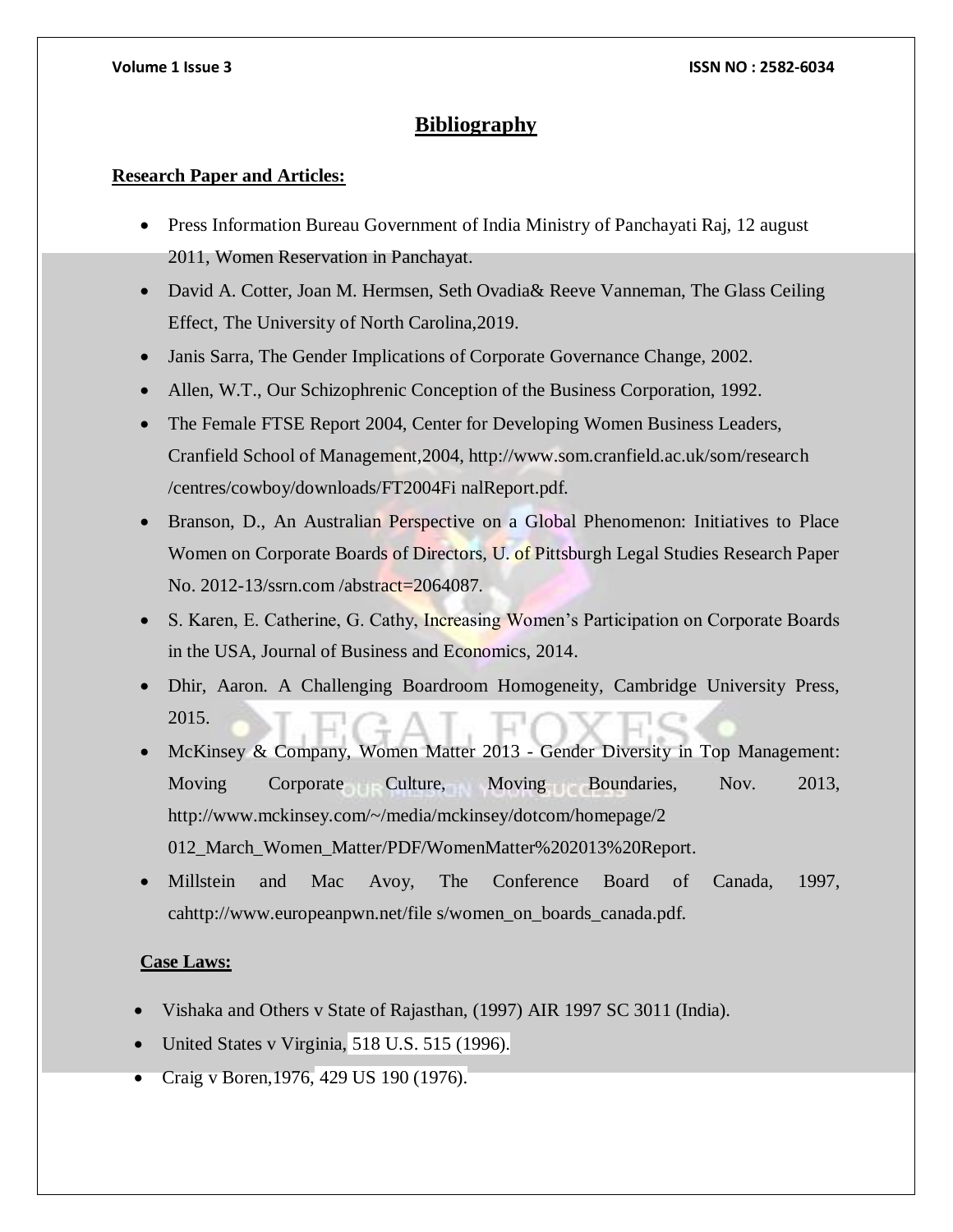# Bibliography

## Research Paper and Articles:

- Press Information Bureau Government of India Ministry of Panchayati Raj, 12 august 2011, Women Reservation in Panchayat.
- David A. Cotter, Joan M. Hermsen, Seth Ovadia& Reeve Vanneman, The Glass Ceiling Effect, The University of North Carolina,2019.
- Janis Sarra, The Gender Implications of Corporate Governance Change, 2002.
- Allen, W.T., Our Schizophrenic Conception of the Business Corporation, 1992.
- The Female FTSE Report 2004, Center for Developing Women Business Leaders, Cranfield School of Management,2004, http://www.som.cranfield.ac.uk/som/research /centres/cowboy/downloads/FT2004Fi nalReport.pdf.
- Branson, D., An Australian Perspective on a Global Phenomenon: Initiatives to Place Women on Corporate Boards of Directors, U. of Pittsburgh Legal Studies Research Paper No. 2012-13/ssrn.com /abstract=2064087.
- S. Karen, E. Catherine, G. Cathy, Increasing Women's Participation on Corporate Boards in the USA, Journal of Business and Economics, 2014.
- Dhir, Aaron. A Challenging Boardroom Homogeneity, Cambridge University Press, 2015.
- McKinsey & Company, Women Matter 2013 - Gender Diversity in Top Management: Moving Corporate Culture, Moving Boundaries, Nov. 2013, http://www.mckinsey.com/~/media/mckinsey/dotcom/homepage/2 012_March_Women_Matter/PDF/WomenMatter%202013%20Report.
- Millstein and Mac Avoy, The Conference Board of Canada, 1997, cahttp://www.europeanpwn.net/file s/women_on_boards_canada.pdf.

## Case Laws:

- Vishaka and Others v State of Rajasthan, (1997) AIR 1997 SC 3011 (India).
- United States v Virginia, 518 U.S. 515 (1996).
- Craig v Boren,1976, 429 US 190 (1976).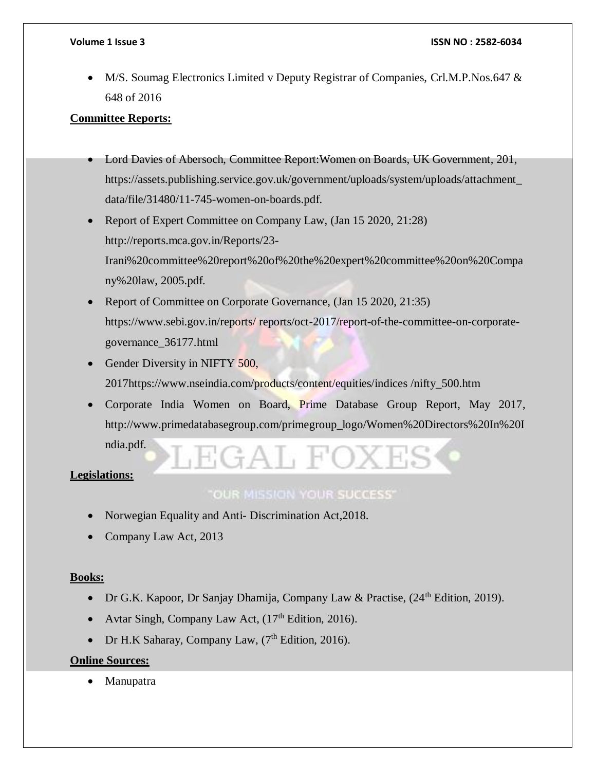- M/S. Soumag Electronics Limited v Deputy Registrar of Companies, Crl.M.P.Nos.647 & 648 of 2016

**Committee Reports:**

- Lord Davies of Abersoch, Committee Report:Women on Boards, UK Government, 201, https://assets.publishing.service.gov.uk/government/uploads/system/uploads/attachment_data/file/31480/11-745-women-on-boards.pdf.
- Report of Expert Committee on Company Law, (Jan 15 2020, 21:28) http://reports.mca.gov.in/Reports/23-Irani%20committee%20report%20of%20the%20expert%20committee%20on%20Company%20law, 2005.pdf.
- Report of Committee on Corporate Governance, (Jan 15 2020, 21:35) https://www.sebi.gov.in/reports/ reports/oct-2017/report-of-the-committee-on-corporate-governance_36177.html
- Gender Diversity in NIFTY 500, 2017https://www.nseindia.com/products/content/equities/indices /nifty_500.htm
- Corporate India Women on Board, Prime Database Group Report, May 2017, http://www.primedatabasegroup.com/primegroup_logo/Women%20Directors%20In%20India.pdf.

**Legislations:**

- Norwegian Equality and Anti- Discrimination Act,2018.
- Company Law Act, 2013

**Books:**

- Dr G.K. Kapoor, Dr Sanjay Dhamija, Company Law & Practise, (24th Edition, 2019).
- Avtar Singh, Company Law Act, (17th Edition, 2016).
- Dr H.K Saharay, Company Law, (7th Edition, 2016).

**Online Sources:**

- Manupatra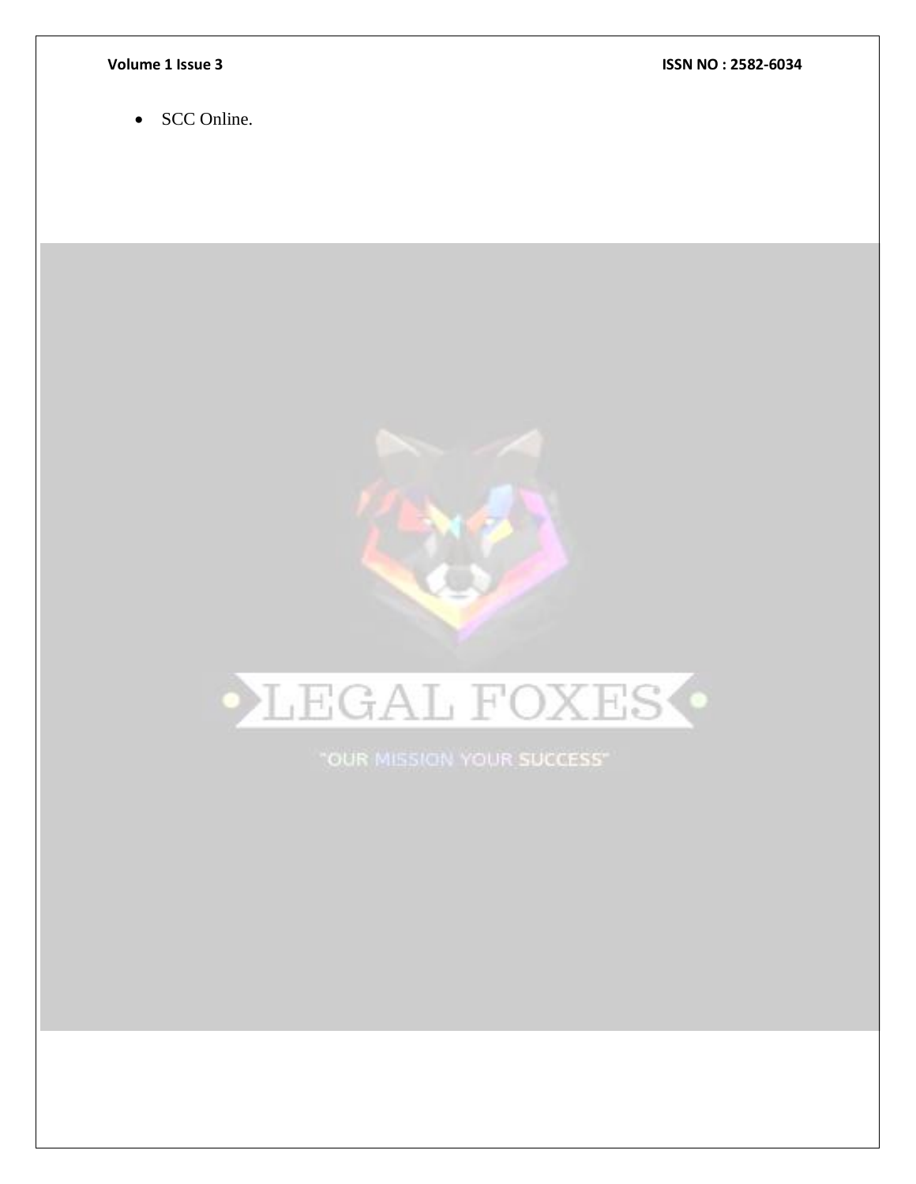- SCC Online.